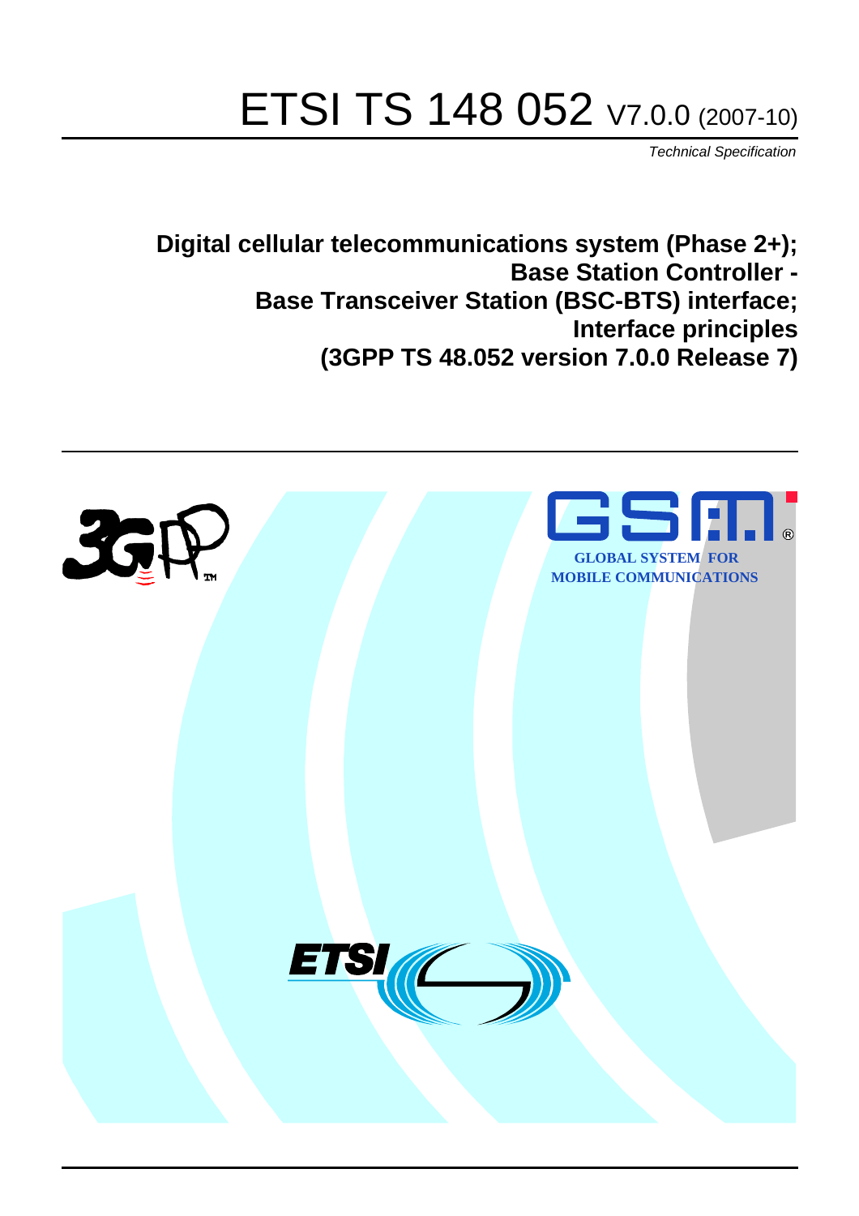# ETSI TS 148 052 V7.0.0 (2007-10)

*Technical Specification*

**Digital cellular telecommunications system (Phase 2+); Base Station Controller - Base Transceiver Station (BSC-BTS) interface; Interface principles (3GPP TS 48.052 version 7.0.0 Release 7)**

GLOBAL SYSTEM FOR MOBILE COMMUNICATIONS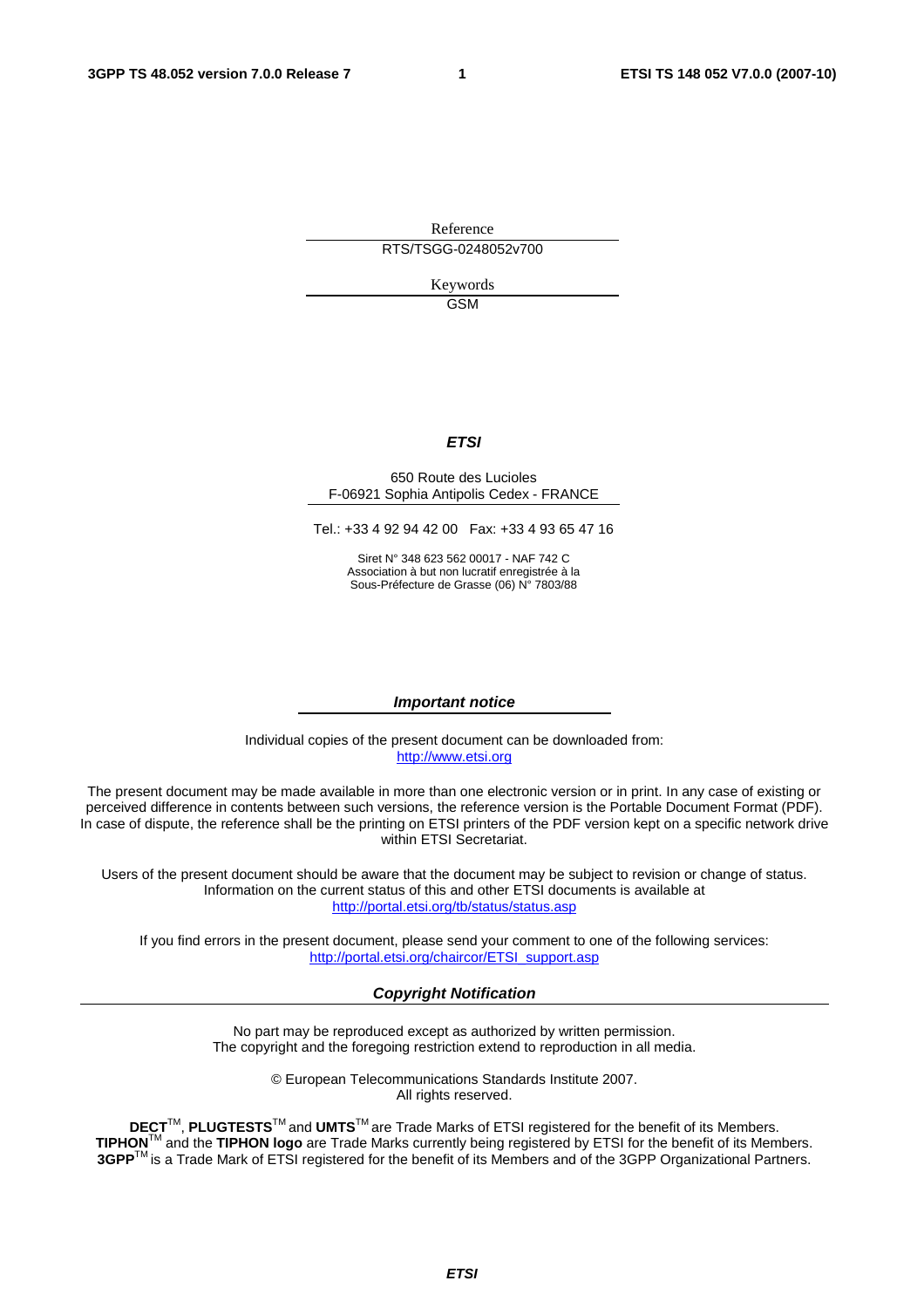Reference

RTS/TSGG-0248052v700

Keywords

GSM

***ETSI***

650 Route des Lucioles
F-06921 Sophia Antipolis Cedex - FRANCE

Tel.: +33 4 92 94 42 00   Fax: +33 4 93 65 47 16

Siret N° 348 623 562 00017 - NAF 742 C
Association à but non lucratif enregistrée à la
Sous-Préfecture de Grasse (06) N° 7803/88

***Important notice***

Individual copies of the present document can be downloaded from:
http://www.etsi.org

The present document may be made available in more than one electronic version or in print. In any case of existing or perceived difference in contents between such versions, the reference version is the Portable Document Format (PDF). In case of dispute, the reference shall be the printing on ETSI printers of the PDF version kept on a specific network drive within ETSI Secretariat.

Users of the present document should be aware that the document may be subject to revision or change of status. Information on the current status of this and other ETSI documents is available at
http://portal.etsi.org/tb/status/status.asp

If you find errors in the present document, please send your comment to one of the following services:
http://portal.etsi.org/chaircor/ETSI_support.asp

***Copyright Notification***

No part may be reproduced except as authorized by written permission.
The copyright and the foregoing restriction extend to reproduction in all media.

© European Telecommunications Standards Institute 2007.
All rights reserved.

**DECT**TM, **PLUGTESTS**TM and **UMTS**TM are Trade Marks of ETSI registered for the benefit of its Members.
**TIPHON**TM and the **TIPHON logo** are Trade Marks currently being registered by ETSI for the benefit of its Members.
**3GPP**TM is a Trade Mark of ETSI registered for the benefit of its Members and of the 3GPP Organizational Partners.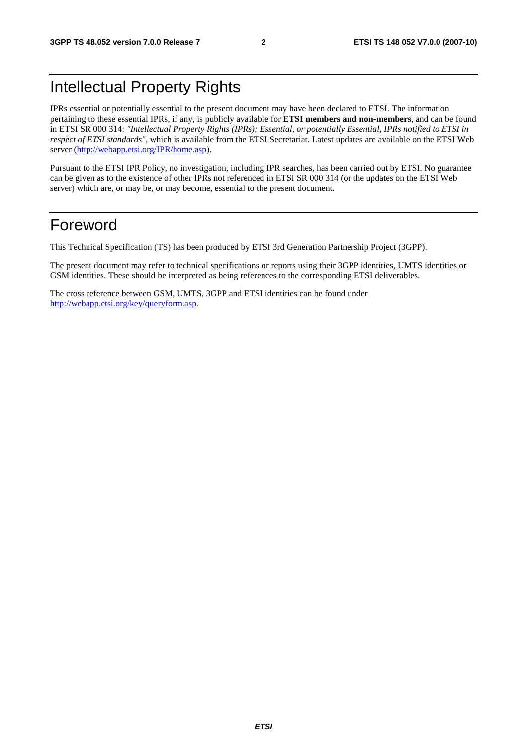# Intellectual Property Rights

IPRs essential or potentially essential to the present document may have been declared to ETSI. The information pertaining to these essential IPRs, if any, is publicly available for **ETSI members and non-members**, and can be found in ETSI SR 000 314: *"Intellectual Property Rights (IPRs); Essential, or potentially Essential, IPRs notified to ETSI in respect of ETSI standards"*, which is available from the ETSI Secretariat. Latest updates are available on the ETSI Web server (http://webapp.etsi.org/IPR/home.asp).

Pursuant to the ETSI IPR Policy, no investigation, including IPR searches, has been carried out by ETSI. No guarantee can be given as to the existence of other IPRs not referenced in ETSI SR 000 314 (or the updates on the ETSI Web server) which are, or may be, or may become, essential to the present document.

# Foreword

This Technical Specification (TS) has been produced by ETSI 3rd Generation Partnership Project (3GPP).

The present document may refer to technical specifications or reports using their 3GPP identities, UMTS identities or GSM identities. These should be interpreted as being references to the corresponding ETSI deliverables.

The cross reference between GSM, UMTS, 3GPP and ETSI identities can be found under http://webapp.etsi.org/key/queryform.asp.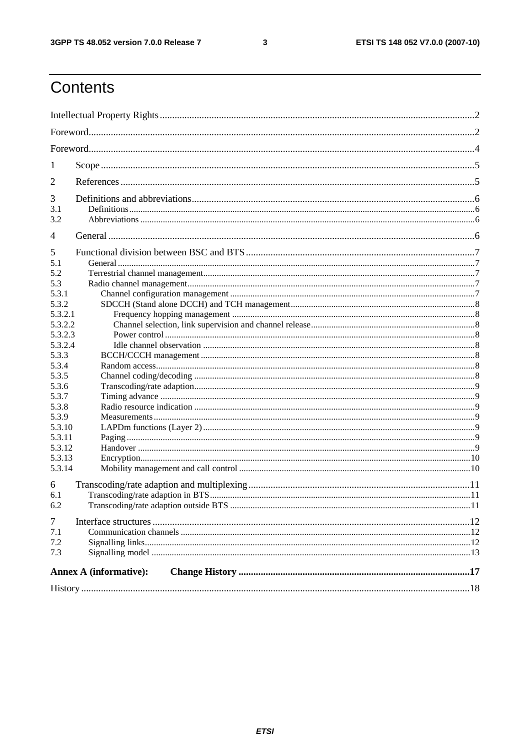# Contents

Intellectual Property Rights ... 2
Foreword ... 2
Foreword ... 4
1 Scope ... 5
2 References ... 5
3 Definitions and abbreviations ... 6
3.1 Definitions ... 6
3.2 Abbreviations ... 6
4 General ... 6
5 Functional division between BSC and BTS ... 7
5.1 General ... 7
5.2 Terrestrial channel management ... 7
5.3 Radio channel management ... 7
5.3.1 Channel configuration management ... 7
5.3.2 SDCCH (Stand alone DCCH) and TCH management ... 8
5.3.2.1 Frequency hopping management ... 8
5.3.2.2 Channel selection, link supervision and channel release ... 8
5.3.2.3 Power control ... 8
5.3.2.4 Idle channel observation ... 8
5.3.3 BCCH/CCCH management ... 8
5.3.4 Random access ... 8
5.3.5 Channel coding/decoding ... 8
5.3.6 Transcoding/rate adaption ... 9
5.3.7 Timing advance ... 9
5.3.8 Radio resource indication ... 9
5.3.9 Measurements ... 9
5.3.10 LAPDm functions (Layer 2) ... 9
5.3.11 Paging ... 9
5.3.12 Handover ... 9
5.3.13 Encryption ... 10
5.3.14 Mobility management and call control ... 10
6 Transcoding/rate adaption and multiplexing ... 11
6.1 Transcoding/rate adaption in BTS ... 11
6.2 Transcoding/rate adaption outside BTS ... 11
7 Interface structures ... 12
7.1 Communication channels ... 12
7.2 Signalling links ... 12
7.3 Signalling model ... 13
**Annex A (informative): Change History** ... 17
History ... 18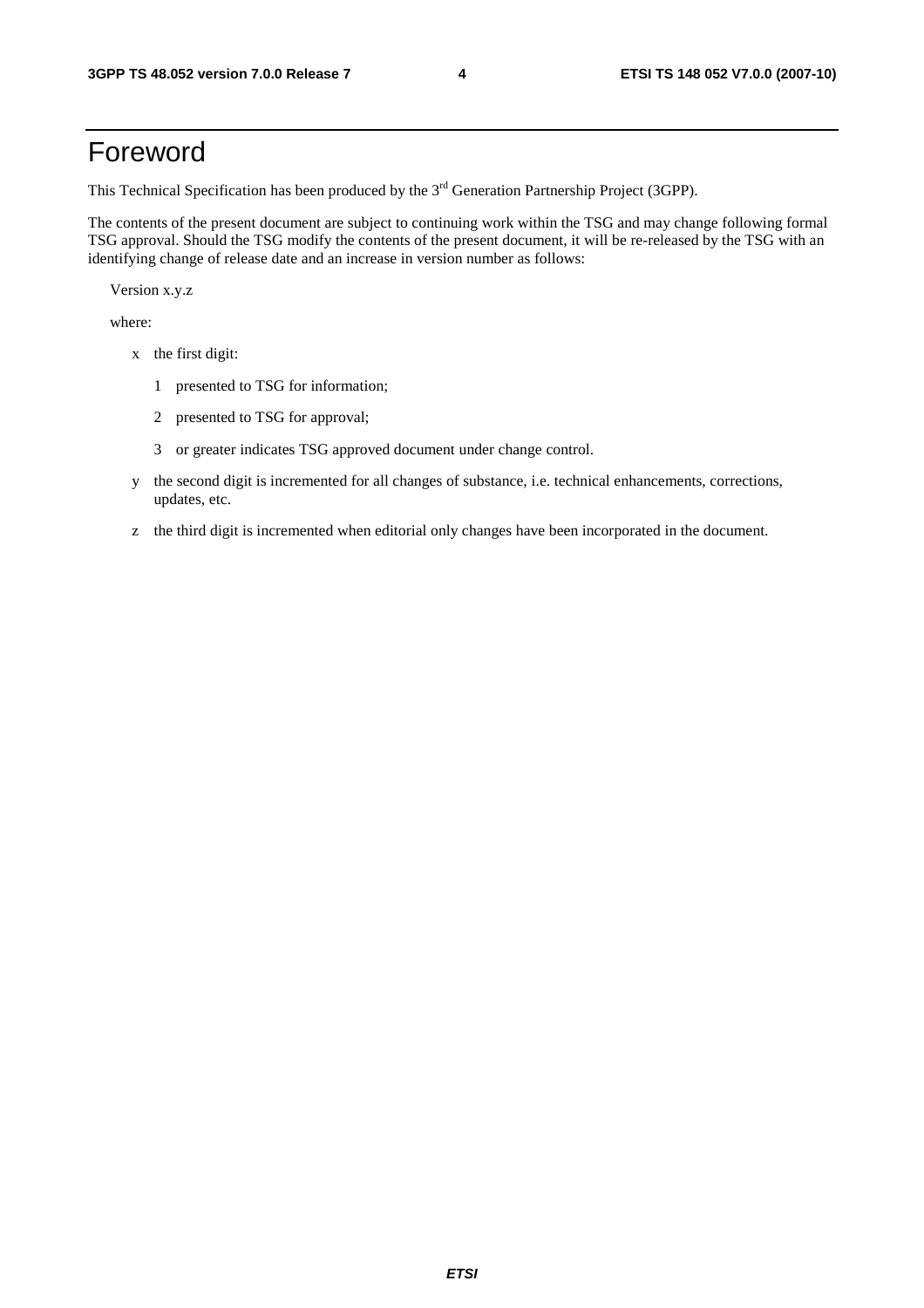# Foreword

This Technical Specification has been produced by the 3rd Generation Partnership Project (3GPP).

The contents of the present document are subject to continuing work within the TSG and may change following formal TSG approval. Should the TSG modify the contents of the present document, it will be re-released by the TSG with an identifying change of release date and an increase in version number as follows:

Version x.y.z

where:

- x the first digit:
  - 1 presented to TSG for information;
  - 2 presented to TSG for approval;
  - 3 or greater indicates TSG approved document under change control.
- y the second digit is incremented for all changes of substance, i.e. technical enhancements, corrections, updates, etc.
- z the third digit is incremented when editorial only changes have been incorporated in the document.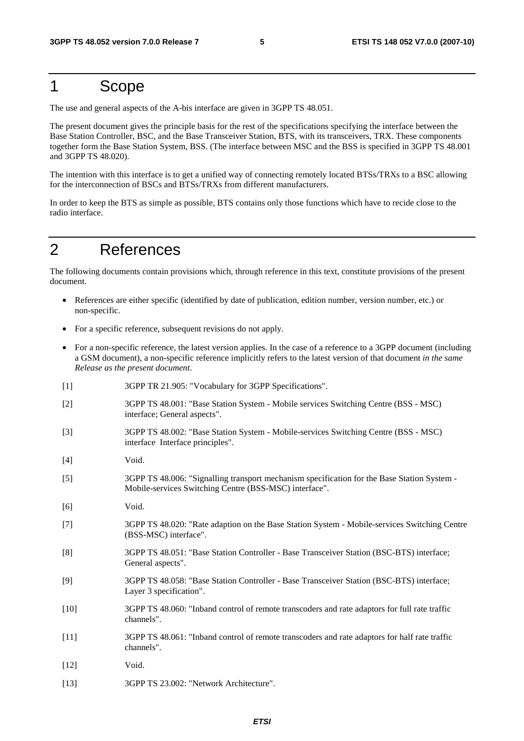# 1 Scope

The use and general aspects of the A-bis interface are given in 3GPP TS 48.051.

The present document gives the principle basis for the rest of the specifications specifying the interface between the Base Station Controller, BSC, and the Base Transceiver Station, BTS, with its transceivers, TRX. These components together form the Base Station System, BSS. (The interface between MSC and the BSS is specified in 3GPP TS 48.001 and 3GPP TS 48.020).

The intention with this interface is to get a unified way of connecting remotely located BTSs/TRXs to a BSC allowing for the interconnection of BSCs and BTSs/TRXs from different manufacturers.

In order to keep the BTS as simple as possible, BTS contains only those functions which have to recide close to the radio interface.

# 2 References

The following documents contain provisions which, through reference in this text, constitute provisions of the present document.

- References are either specific (identified by date of publication, edition number, version number, etc.) or non-specific.
- For a specific reference, subsequent revisions do not apply.
- For a non-specific reference, the latest version applies. In the case of a reference to a 3GPP document (including a GSM document), a non-specific reference implicitly refers to the latest version of that document *in the same Release as the present document*.

[1] 3GPP TR 21.905: "Vocabulary for 3GPP Specifications".

[2] 3GPP TS 48.001: "Base Station System - Mobile services Switching Centre (BSS - MSC) interface; General aspects".

[3] 3GPP TS 48.002: "Base Station System - Mobile-services Switching Centre (BSS - MSC) interface Interface principles".

[4] Void.

[5] 3GPP TS 48.006: "Signalling transport mechanism specification for the Base Station System - Mobile-services Switching Centre (BSS-MSC) interface".

[6] Void.

[7] 3GPP TS 48.020: "Rate adaption on the Base Station System - Mobile-services Switching Centre (BSS-MSC) interface".

[8] 3GPP TS 48.051: "Base Station Controller - Base Transceiver Station (BSC-BTS) interface; General aspects".

[9] 3GPP TS 48.058: "Base Station Controller - Base Transceiver Station (BSC-BTS) interface; Layer 3 specification".

[10] 3GPP TS 48.060: "Inband control of remote transcoders and rate adaptors for full rate traffic channels".

[11] 3GPP TS 48.061: "Inband control of remote transcoders and rate adaptors for half rate traffic channels".

[12] Void.

[13] 3GPP TS 23.002: "Network Architecture".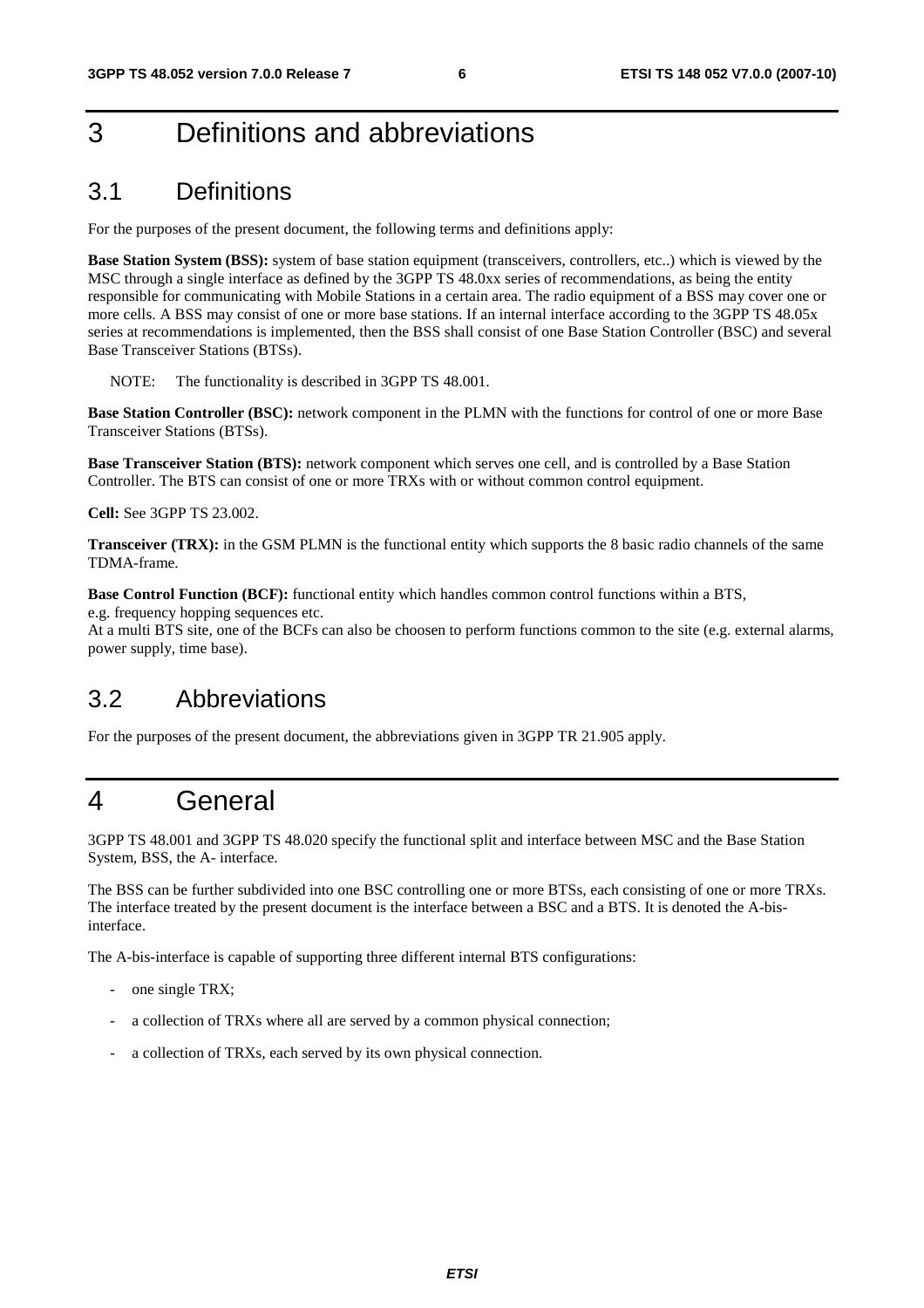# 3 Definitions and abbreviations

## 3.1 Definitions

For the purposes of the present document, the following terms and definitions apply:

**Base Station System (BSS):** system of base station equipment (transceivers, controllers, etc..) which is viewed by the MSC through a single interface as defined by the 3GPP TS 48.0xx series of recommendations, as being the entity responsible for communicating with Mobile Stations in a certain area. The radio equipment of a BSS may cover one or more cells. A BSS may consist of one or more base stations. If an internal interface according to the 3GPP TS 48.05x series at recommendations is implemented, then the BSS shall consist of one Base Station Controller (BSC) and several Base Transceiver Stations (BTSs).

NOTE: The functionality is described in 3GPP TS 48.001.

**Base Station Controller (BSC):** network component in the PLMN with the functions for control of one or more Base Transceiver Stations (BTSs).

**Base Transceiver Station (BTS):** network component which serves one cell, and is controlled by a Base Station Controller. The BTS can consist of one or more TRXs with or without common control equipment.

**Cell:** See 3GPP TS 23.002.

**Transceiver (TRX):** in the GSM PLMN is the functional entity which supports the 8 basic radio channels of the same TDMA-frame.

**Base Control Function (BCF):** functional entity which handles common control functions within a BTS, e.g. frequency hopping sequences etc.
At a multi BTS site, one of the BCFs can also be choosen to perform functions common to the site (e.g. external alarms, power supply, time base).

## 3.2 Abbreviations

For the purposes of the present document, the abbreviations given in 3GPP TR 21.905 apply.

# 4 General

3GPP TS 48.001 and 3GPP TS 48.020 specify the functional split and interface between MSC and the Base Station System, BSS, the A- interface.

The BSS can be further subdivided into one BSC controlling one or more BTSs, each consisting of one or more TRXs. The interface treated by the present document is the interface between a BSC and a BTS. It is denoted the A-bis-interface.

The A-bis-interface is capable of supporting three different internal BTS configurations:

- one single TRX;
- a collection of TRXs where all are served by a common physical connection;
- a collection of TRXs, each served by its own physical connection.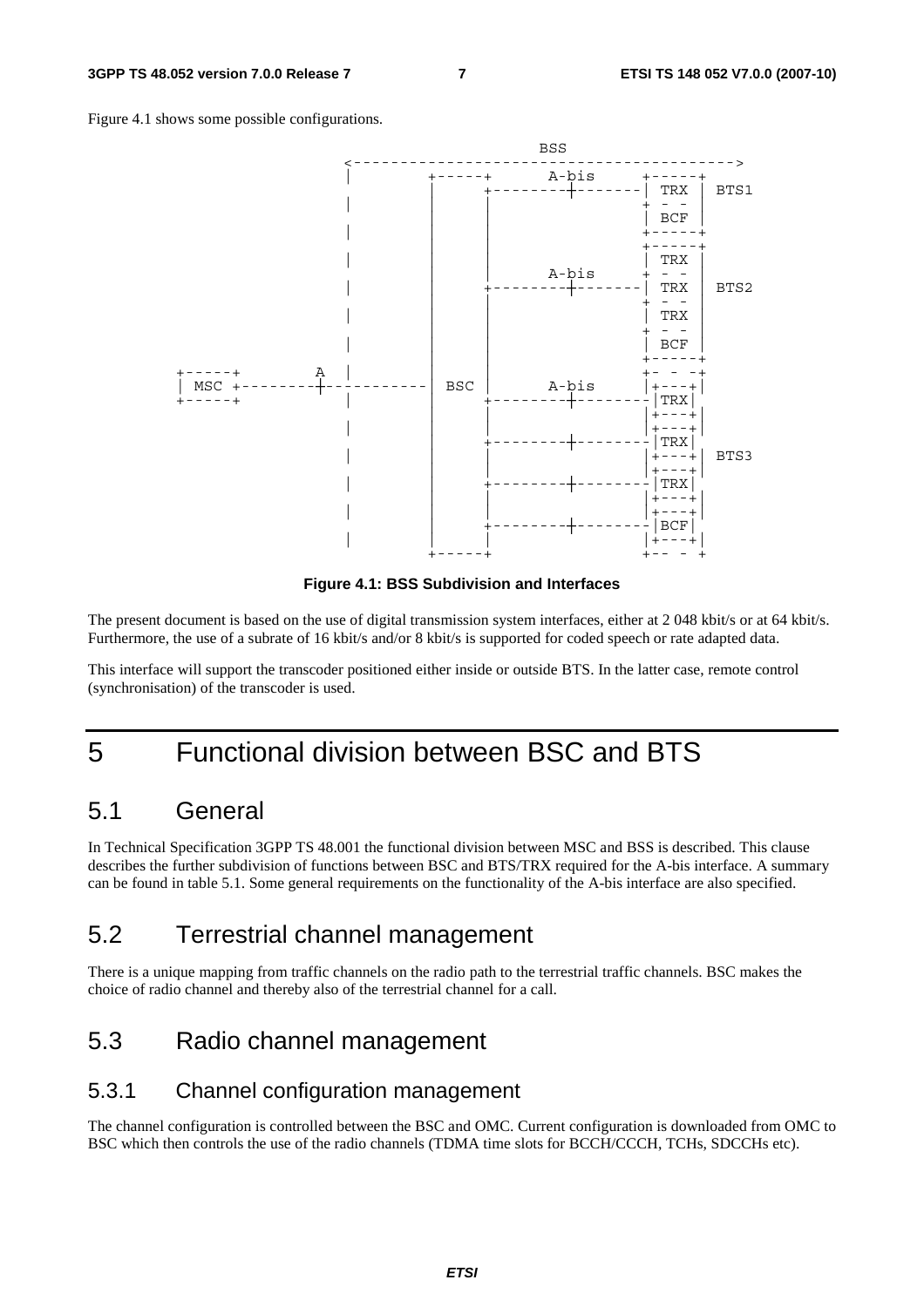Figure 4.1 shows some possible configurations.

```
                                                BSS
                     <----------------------------------------->
                     |         +-----+      A-bis    +-----+
                     |         |     +-------+-------| TRX |  BTS1
                     |         |     |               + - - |
                     |         |     |               | BCF |
                     |         |     |               +-----+
                     |         |     |               +-----+
                     |         |     |               | TRX |
                     |         |     |      A-bis    + - - |
                     |         |     +-------+-------| TRX |  BTS2
                     |         |     |               + - - |
                     |         |     |               | TRX |
                     |         |     |               + - - |
                     |         |     |               | BCF |
+-----+          A   |         |     |               +-----+
| MSC +----------+-----------  BSC  |      A-bis    +- - -+
+-----+              |         |     +-------+-------|+---+|
                     |         |     |               ||TRX||
                     |         |     |               |+---+|
                     |         |     |               |+---+|
                     |         |     +-------+-------||TRX||
                     |         |     |               |+---+|  BTS3
                     |         |     |               |+---+|
                     |         |     +-------+-------||TRX||
                     |         |     |               |+---+|
                     |         |     |               |+---+|
                     |         |     +-------+-------||BCF||
                     |         |     |               |+---+|
                     |         +-----+               +-- - +
```

**Figure 4.1: BSS Subdivision and Interfaces**

The present document is based on the use of digital transmission system interfaces, either at 2 048 kbit/s or at 64 kbit/s. Furthermore, the use of a subrate of 16 kbit/s and/or 8 kbit/s is supported for coded speech or rate adapted data.

This interface will support the transcoder positioned either inside or outside BTS. In the latter case, remote control (synchronisation) of the transcoder is used.

# 5 Functional division between BSC and BTS

## 5.1 General

In Technical Specification 3GPP TS 48.001 the functional division between MSC and BSS is described. This clause describes the further subdivision of functions between BSC and BTS/TRX required for the A-bis interface. A summary can be found in table 5.1. Some general requirements on the functionality of the A-bis interface are also specified.

## 5.2 Terrestrial channel management

There is a unique mapping from traffic channels on the radio path to the terrestrial traffic channels. BSC makes the choice of radio channel and thereby also of the terrestrial channel for a call.

## 5.3 Radio channel management

### 5.3.1 Channel configuration management

The channel configuration is controlled between the BSC and OMC. Current configuration is downloaded from OMC to BSC which then controls the use of the radio channels (TDMA time slots for BCCH/CCCH, TCHs, SDCCHs etc).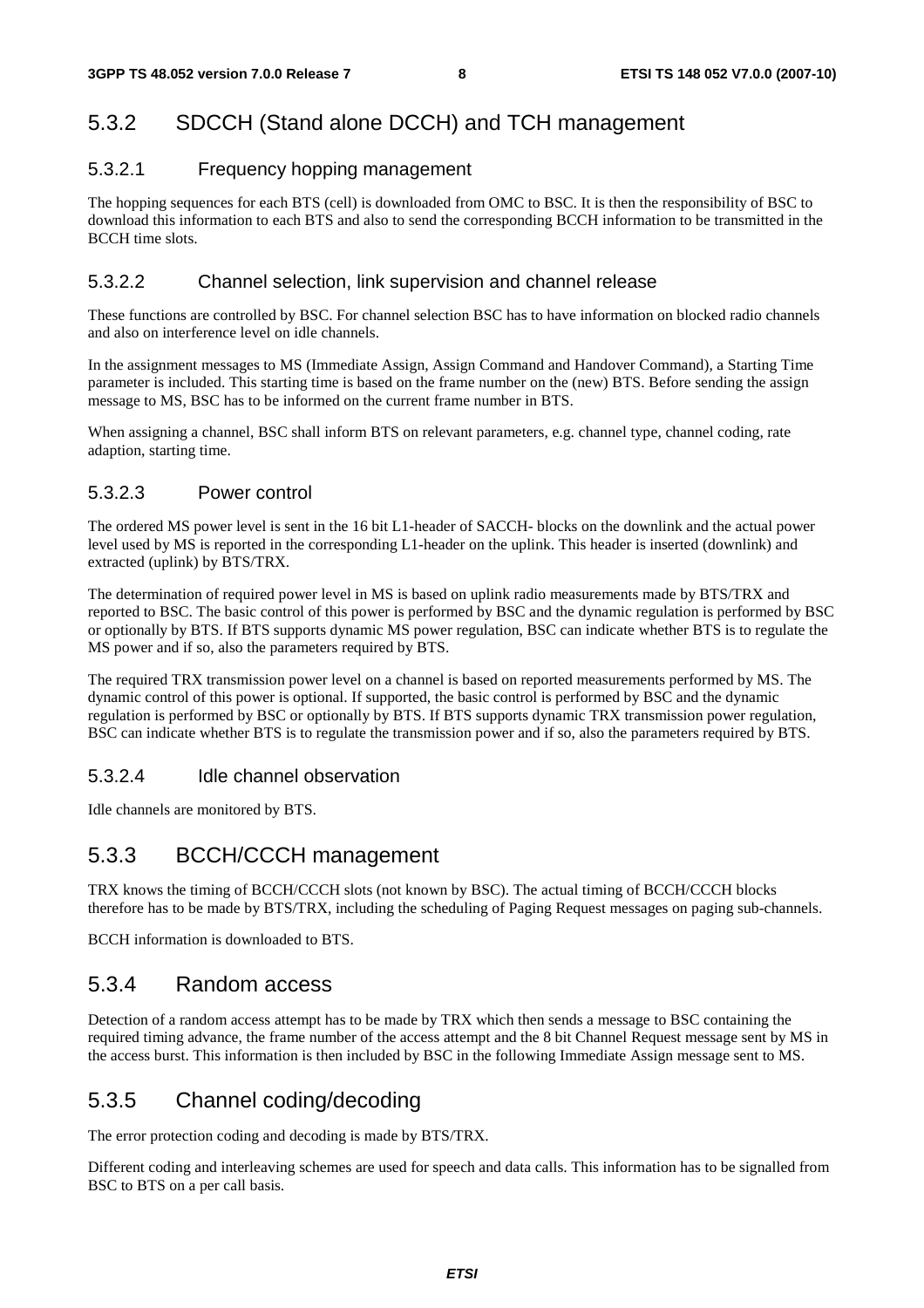### 5.3.2 SDCCH (Stand alone DCCH) and TCH management

#### 5.3.2.1 Frequency hopping management

The hopping sequences for each BTS (cell) is downloaded from OMC to BSC. It is then the responsibility of BSC to download this information to each BTS and also to send the corresponding BCCH information to be transmitted in the BCCH time slots.

#### 5.3.2.2 Channel selection, link supervision and channel release

These functions are controlled by BSC. For channel selection BSC has to have information on blocked radio channels and also on interference level on idle channels.

In the assignment messages to MS (Immediate Assign, Assign Command and Handover Command), a Starting Time parameter is included. This starting time is based on the frame number on the (new) BTS. Before sending the assign message to MS, BSC has to be informed on the current frame number in BTS.

When assigning a channel, BSC shall inform BTS on relevant parameters, e.g. channel type, channel coding, rate adaption, starting time.

#### 5.3.2.3 Power control

The ordered MS power level is sent in the 16 bit L1-header of SACCH- blocks on the downlink and the actual power level used by MS is reported in the corresponding L1-header on the uplink. This header is inserted (downlink) and extracted (uplink) by BTS/TRX.

The determination of required power level in MS is based on uplink radio measurements made by BTS/TRX and reported to BSC. The basic control of this power is performed by BSC and the dynamic regulation is performed by BSC or optionally by BTS. If BTS supports dynamic MS power regulation, BSC can indicate whether BTS is to regulate the MS power and if so, also the parameters required by BTS.

The required TRX transmission power level on a channel is based on reported measurements performed by MS. The dynamic control of this power is optional. If supported, the basic control is performed by BSC and the dynamic regulation is performed by BSC or optionally by BTS. If BTS supports dynamic TRX transmission power regulation, BSC can indicate whether BTS is to regulate the transmission power and if so, also the parameters required by BTS.

#### 5.3.2.4 Idle channel observation

Idle channels are monitored by BTS.

### 5.3.3 BCCH/CCCH management

TRX knows the timing of BCCH/CCCH slots (not known by BSC). The actual timing of BCCH/CCCH blocks therefore has to be made by BTS/TRX, including the scheduling of Paging Request messages on paging sub-channels.

BCCH information is downloaded to BTS.

### 5.3.4 Random access

Detection of a random access attempt has to be made by TRX which then sends a message to BSC containing the required timing advance, the frame number of the access attempt and the 8 bit Channel Request message sent by MS in the access burst. This information is then included by BSC in the following Immediate Assign message sent to MS.

### 5.3.5 Channel coding/decoding

The error protection coding and decoding is made by BTS/TRX.

Different coding and interleaving schemes are used for speech and data calls. This information has to be signalled from BSC to BTS on a per call basis.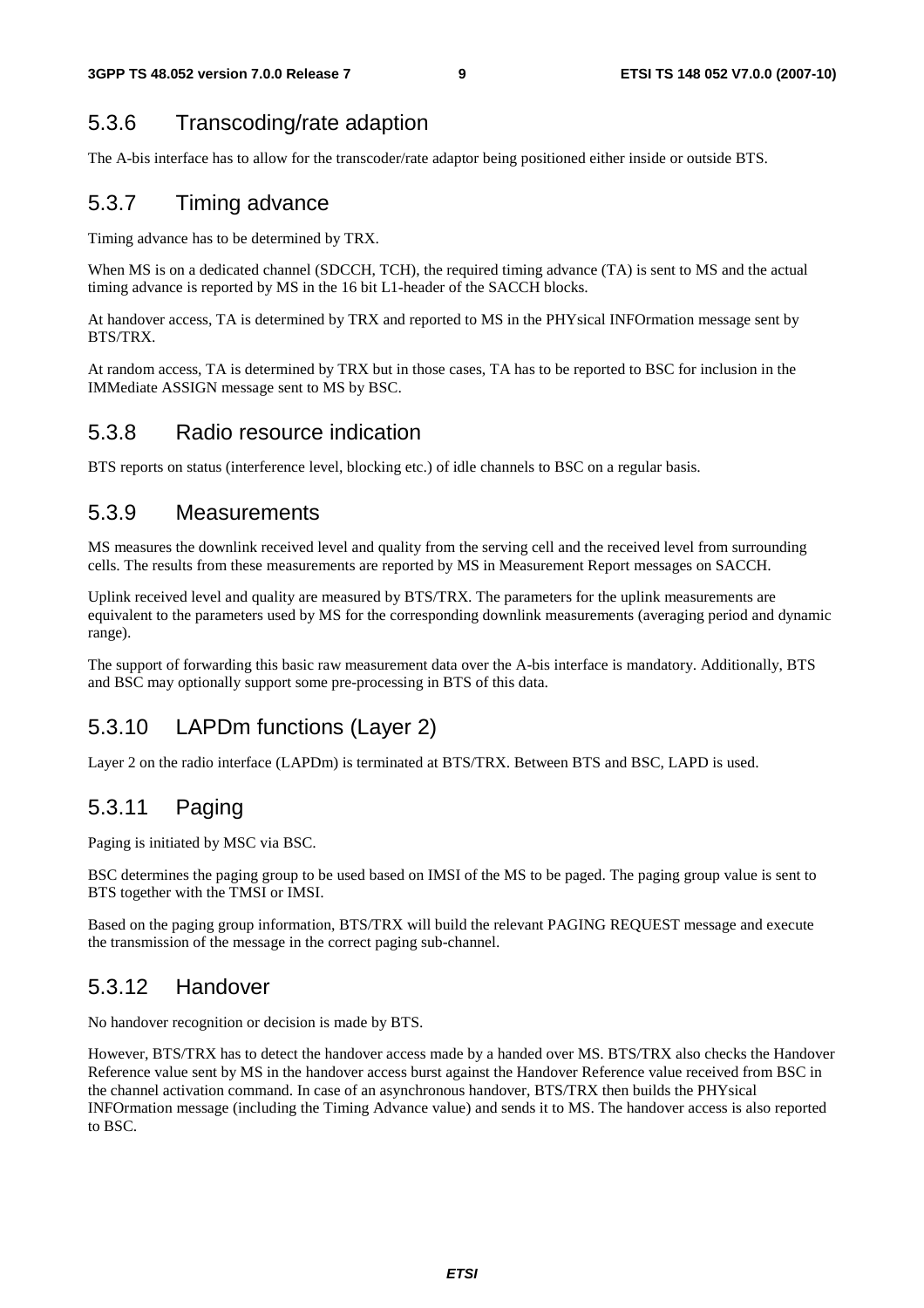### 5.3.6 Transcoding/rate adaption

The A-bis interface has to allow for the transcoder/rate adaptor being positioned either inside or outside BTS.

### 5.3.7 Timing advance

Timing advance has to be determined by TRX.

When MS is on a dedicated channel (SDCCH, TCH), the required timing advance (TA) is sent to MS and the actual timing advance is reported by MS in the 16 bit L1-header of the SACCH blocks.

At handover access, TA is determined by TRX and reported to MS in the PHYsical INFOrmation message sent by BTS/TRX.

At random access, TA is determined by TRX but in those cases, TA has to be reported to BSC for inclusion in the IMMediate ASSIGN message sent to MS by BSC.

### 5.3.8 Radio resource indication

BTS reports on status (interference level, blocking etc.) of idle channels to BSC on a regular basis.

### 5.3.9 Measurements

MS measures the downlink received level and quality from the serving cell and the received level from surrounding cells. The results from these measurements are reported by MS in Measurement Report messages on SACCH.

Uplink received level and quality are measured by BTS/TRX. The parameters for the uplink measurements are equivalent to the parameters used by MS for the corresponding downlink measurements (averaging period and dynamic range).

The support of forwarding this basic raw measurement data over the A-bis interface is mandatory. Additionally, BTS and BSC may optionally support some pre-processing in BTS of this data.

### 5.3.10 LAPDm functions (Layer 2)

Layer 2 on the radio interface (LAPDm) is terminated at BTS/TRX. Between BTS and BSC, LAPD is used.

### 5.3.11 Paging

Paging is initiated by MSC via BSC.

BSC determines the paging group to be used based on IMSI of the MS to be paged. The paging group value is sent to BTS together with the TMSI or IMSI.

Based on the paging group information, BTS/TRX will build the relevant PAGING REQUEST message and execute the transmission of the message in the correct paging sub-channel.

### 5.3.12 Handover

No handover recognition or decision is made by BTS.

However, BTS/TRX has to detect the handover access made by a handed over MS. BTS/TRX also checks the Handover Reference value sent by MS in the handover access burst against the Handover Reference value received from BSC in the channel activation command. In case of an asynchronous handover, BTS/TRX then builds the PHYsical INFOrmation message (including the Timing Advance value) and sends it to MS. The handover access is also reported to BSC.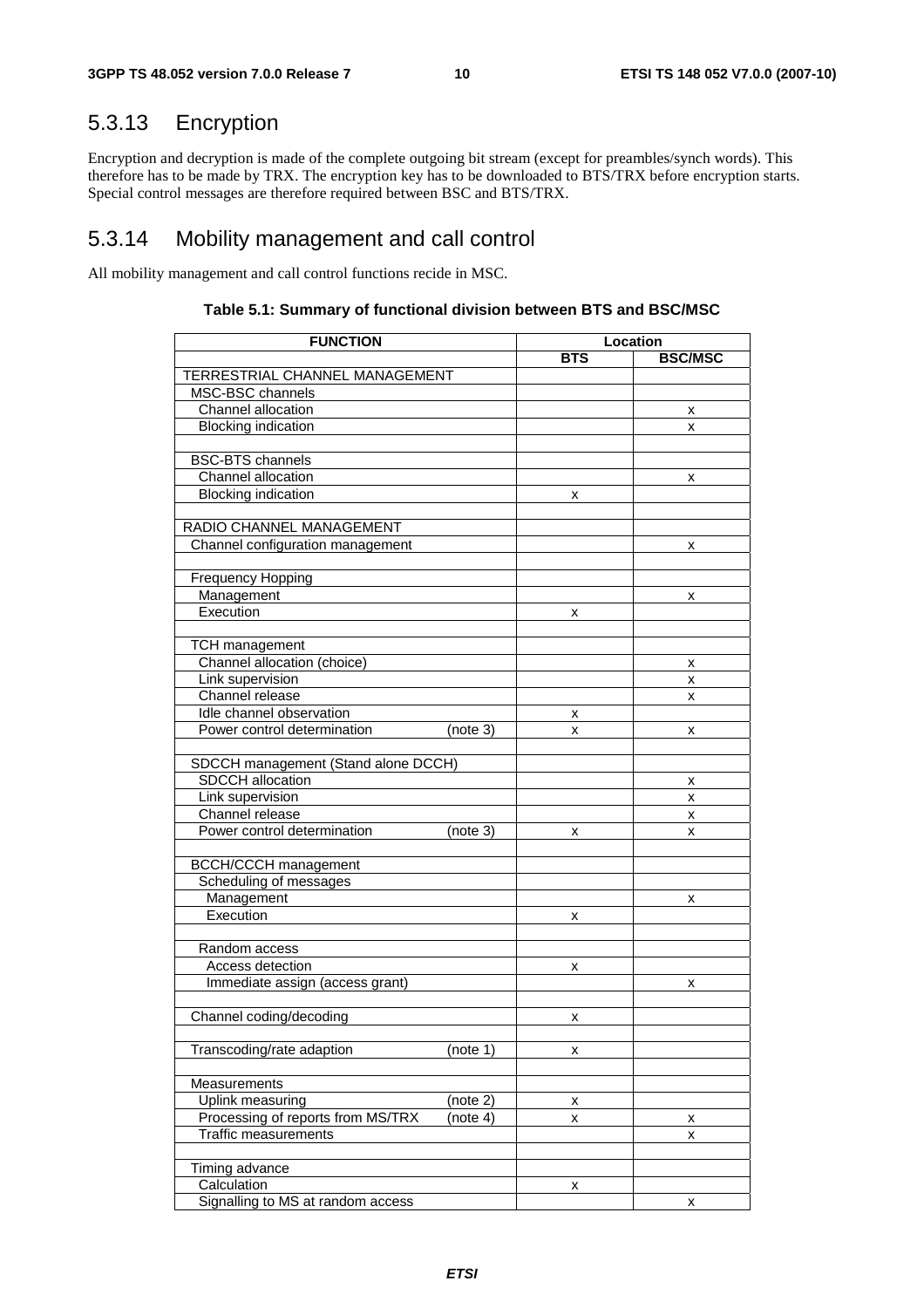## 5.3.13 Encryption

Encryption and decryption is made of the complete outgoing bit stream (except for preambles/synch words). This therefore has to be made by TRX. The encryption key has to be downloaded to BTS/TRX before encryption starts. Special control messages are therefore required between BSC and BTS/TRX.

## 5.3.14 Mobility management and call control

All mobility management and call control functions recide in MSC.

**Table 5.1: Summary of functional division between BTS and BSC/MSC**

| FUNCTION | Location | |
|---|---|---|
| | **BTS** | **BSC/MSC** |
| TERRESTRIAL CHANNEL MANAGEMENT | | |
| MSC-BSC channels | | |
| Channel allocation | | x |
| Blocking indication | | x |
| | | |
| BSC-BTS channels | | |
| Channel allocation | | x |
| Blocking indication | x | |
| | | |
| RADIO CHANNEL MANAGEMENT | | |
| Channel configuration management | | x |
| | | |
| Frequency Hopping | | |
| Management | | x |
| Execution | x | |
| | | |
| TCH management | | |
| Channel allocation (choice) | | x |
| Link supervision | | x |
| Channel release | | x |
| Idle channel observation | x | |
| Power control determination (note 3) | x | x |
| | | |
| SDCCH management (Stand alone DCCH) | | |
| SDCCH allocation | | x |
| Link supervision | | x |
| Channel release | | x |
| Power control determination (note 3) | x | x |
| | | |
| BCCH/CCCH management | | |
| Scheduling of messages | | |
| Management | | x |
| Execution | x | |
| | | |
| Random access | | |
| Access detection | x | |
| Immediate assign (access grant) | | x |
| | | |
| Channel coding/decoding | x | |
| | | |
| Transcoding/rate adaption (note 1) | x | |
| | | |
| Measurements | | |
| Uplink measuring (note 2) | x | |
| Processing of reports from MS/TRX (note 4) | x | x |
| Traffic measurements | | x |
| | | |
| Timing advance | | |
| Calculation | x | |
| Signalling to MS at random access | | x |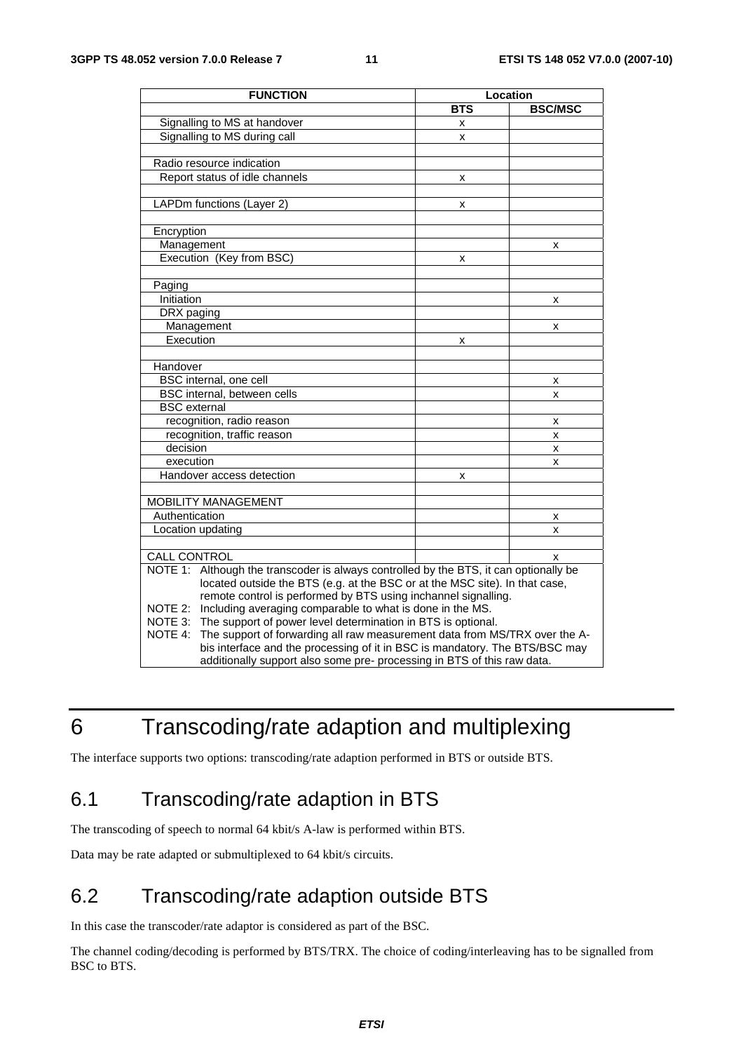| FUNCTION | Location | |
|---|---|---|
| | BTS | BSC/MSC |
| Signalling to MS at handover | x | |
| Signalling to MS during call | x | |
| | | |
| Radio resource indication | | |
| Report status of idle channels | x | |
| | | |
| LAPDm functions (Layer 2) | x | |
| | | |
| Encryption | | |
| Management | | x |
| Execution (Key from BSC) | x | |
| | | |
| Paging | | |
| Initiation | | x |
| DRX paging | | |
| Management | | x |
| Execution | x | |
| | | |
| Handover | | |
| BSC internal, one cell | | x |
| BSC internal, between cells | | x |
| BSC external | | |
| recognition, radio reason | | x |
| recognition, traffic reason | | x |
| decision | | x |
| execution | | x |
| Handover access detection | x | |
| | | |
| MOBILITY MANAGEMENT | | |
| Authentication | | x |
| Location updating | | x |
| | | |
| CALL CONTROL | | x |
| NOTE 1: Although the transcoder is always controlled by the BTS, it can optionally be located outside the BTS (e.g. at the BSC or at the MSC site). In that case, remote control is performed by BTS using inchannel signalling.<br>NOTE 2: Including averaging comparable to what is done in the MS.<br>NOTE 3: The support of power level determination in BTS is optional.<br>NOTE 4: The support of forwarding all raw measurement data from MS/TRX over the A-bis interface and the processing of it in BSC is mandatory. The BTS/BSC may additionally support also some pre- processing in BTS of this raw data. | | |

# 6 Transcoding/rate adaption and multiplexing

The interface supports two options: transcoding/rate adaption performed in BTS or outside BTS.

## 6.1 Transcoding/rate adaption in BTS

The transcoding of speech to normal 64 kbit/s A-law is performed within BTS.

Data may be rate adapted or submultiplexed to 64 kbit/s circuits.

## 6.2 Transcoding/rate adaption outside BTS

In this case the transcoder/rate adaptor is considered as part of the BSC.

The channel coding/decoding is performed by BTS/TRX. The choice of coding/interleaving has to be signalled from BSC to BTS.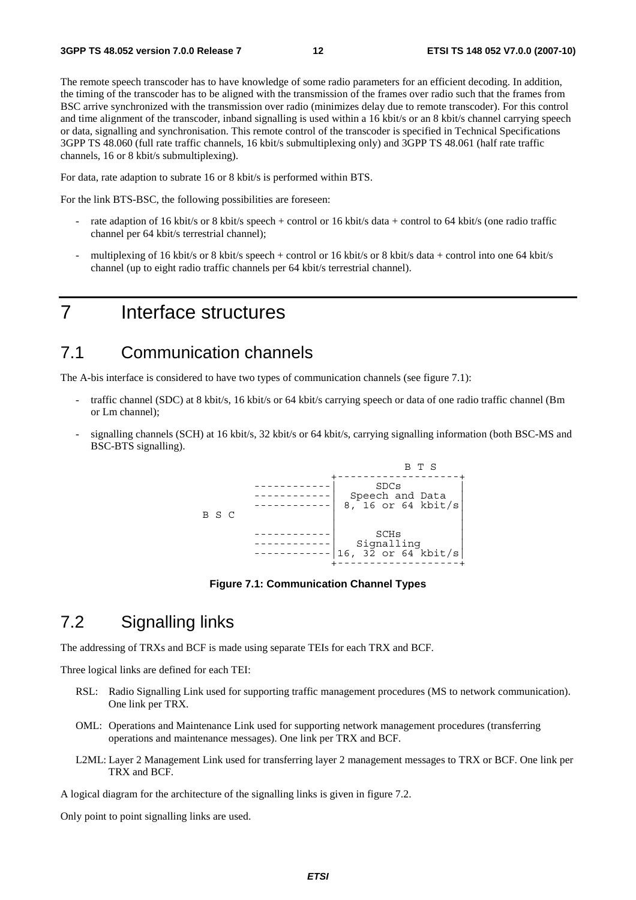The remote speech transcoder has to have knowledge of some radio parameters for an efficient decoding. In addition, the timing of the transcoder has to be aligned with the transmission of the frames over radio such that the frames from BSC arrive synchronized with the transmission over radio (minimizes delay due to remote transcoder). For this control and time alignment of the transcoder, inband signalling is used within a 16 kbit/s or an 8 kbit/s channel carrying speech or data, signalling and synchronisation. This remote control of the transcoder is specified in Technical Specifications 3GPP TS 48.060 (full rate traffic channels, 16 kbit/s submultiplexing only) and 3GPP TS 48.061 (half rate traffic channels, 16 or 8 kbit/s submultiplexing).

For data, rate adaption to subrate 16 or 8 kbit/s is performed within BTS.

For the link BTS-BSC, the following possibilities are foreseen:

- rate adaption of 16 kbit/s or 8 kbit/s speech + control or 16 kbit/s data + control to 64 kbit/s (one radio traffic channel per 64 kbit/s terrestrial channel);
- multiplexing of 16 kbit/s or 8 kbit/s speech + control or 16 kbit/s or 8 kbit/s data + control into one 64 kbit/s channel (up to eight radio traffic channels per 64 kbit/s terrestrial channel).

# 7 Interface structures

## 7.1 Communication channels

The A-bis interface is considered to have two types of communication channels (see figure 7.1):

- traffic channel (SDC) at 8 kbit/s, 16 kbit/s or 64 kbit/s carrying speech or data of one radio traffic channel (Bm or Lm channel);
- signalling channels (SCH) at 16 kbit/s, 32 kbit/s or 64 kbit/s, carrying signalling information (both BSC-MS and BSC-BTS signalling).

```
                                  B T S
                       +-------------------+
          ------------|       SDCs         |
          ------------|  Speech and Data   |
          ------------| 8, 16 or 64 kbit/s |
B S C                 |                    |
                      |                    |
          ------------|       SCHs         |
          ------------|    Signalling      |
          ------------|16, 32 or 64 kbit/s |
                       +-------------------+
```

**Figure 7.1: Communication Channel Types**

## 7.2 Signalling links

The addressing of TRXs and BCF is made using separate TEIs for each TRX and BCF.

Three logical links are defined for each TEI:

RSL: Radio Signalling Link used for supporting traffic management procedures (MS to network communication). One link per TRX.

OML: Operations and Maintenance Link used for supporting network management procedures (transferring operations and maintenance messages). One link per TRX and BCF.

L2ML: Layer 2 Management Link used for transferring layer 2 management messages to TRX or BCF. One link per TRX and BCF.

A logical diagram for the architecture of the signalling links is given in figure 7.2.

Only point to point signalling links are used.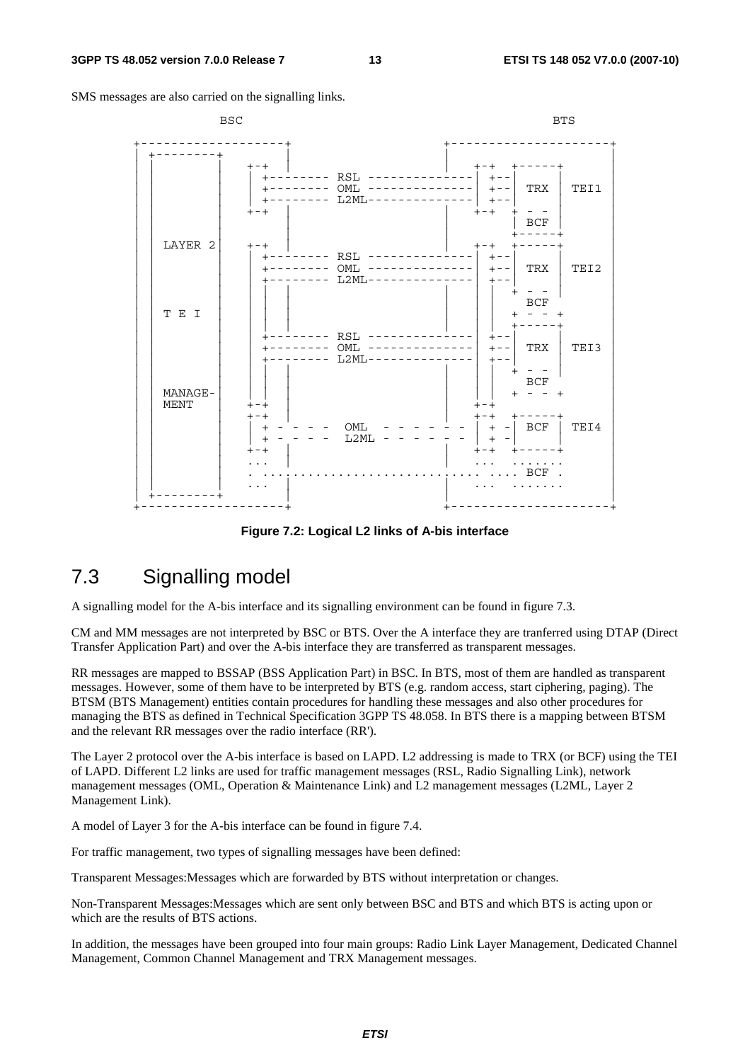SMS messages are also carried on the signalling links.

```
              BSC                                                      BTS

  +-------------------+                            +---------------------+
  | +--------+        |                            |                     |
  | |        |   +-+  |                            |  +-+  +-----+       |
  | |        |   | +-------- RSL --------------|  +--|     |       |
  | |        |   | +-------- OML --------------|  +--| TRX | TEI1  |
  | |        |   | +-------- L2ML--------------|  +--|     |       |
  | |        |   +-+  |                            |  +-+  + - -       |
  | |        |        |                            |       | BCF |     |
  | |        |        |                            |       +-----+     |
  | | LAYER 2|   +-+  |                            |  +-+  +-----+       |
  | |        |   | +-------- RSL --------------|  +--|     |       |
  | |        |   | +-------- OML --------------|  +--| TRX | TEI2  |
  | |        |   | +-------- L2ML--------------|  +--|     |       |
  | |        |   | |  |                            |  |  | + - -       |
  | |        |   | |  |                            |  |  |  BCF        |
  | | T E I  |   | |  |                            |  |  | + - - +     |
  | |        |   | |  |                            |  |  | +-----+     |
  | |        |   | +-------- RSL --------------|  +--|     |       |
  | |        |   | +-------- OML --------------|  +--| TRX | TEI3  |
  | |        |   | +-------- L2ML--------------|  +--|     |       |
  | |        |   | |  |                            |  |  | + - -       |
  | |        |   | |  |                            |  |  |  BCF        |
  | | MANAGE-|   | |  |                            |  |  | + - - +     |
  | | MENT   |   +-+  |                            |  +-+                |
  | |        |   +-+  |                            |  +-+  +-----+       |
  | |        |   | + - - - -  OML  - - - - - -  | + -| BCF | TEI4  |
  | |        |   | + - - - -  L2ML - - - - - -  | + -|     |       |
  | |        |   +-+  |                            |  +-+  +-----+       |
  | |        |   ...  |                            |  ...  .......       |
  | |        |   . ............................ .... BCF .       |
  | |        |   ...  |                            |  ...  .......       |
  | +--------+        |                            |                     |
  +-------------------+                            +---------------------+
```

**Figure 7.2: Logical L2 links of A-bis interface**

## 7.3 Signalling model

A signalling model for the A-bis interface and its signalling environment can be found in figure 7.3.

CM and MM messages are not interpreted by BSC or BTS. Over the A interface they are tranferred using DTAP (Direct Transfer Application Part) and over the A-bis interface they are transferred as transparent messages.

RR messages are mapped to BSSAP (BSS Application Part) in BSC. In BTS, most of them are handled as transparent messages. However, some of them have to be interpreted by BTS (e.g. random access, start ciphering, paging). The BTSM (BTS Management) entities contain procedures for handling these messages and also other procedures for managing the BTS as defined in Technical Specification 3GPP TS 48.058. In BTS there is a mapping between BTSM and the relevant RR messages over the radio interface (RR').

The Layer 2 protocol over the A-bis interface is based on LAPD. L2 addressing is made to TRX (or BCF) using the TEI of LAPD. Different L2 links are used for traffic management messages (RSL, Radio Signalling Link), network management messages (OML, Operation & Maintenance Link) and L2 management messages (L2ML, Layer 2 Management Link).

A model of Layer 3 for the A-bis interface can be found in figure 7.4.

For traffic management, two types of signalling messages have been defined:

Transparent Messages:Messages which are forwarded by BTS without interpretation or changes.

Non-Transparent Messages:Messages which are sent only between BSC and BTS and which BTS is acting upon or which are the results of BTS actions.

In addition, the messages have been grouped into four main groups: Radio Link Layer Management, Dedicated Channel Management, Common Channel Management and TRX Management messages.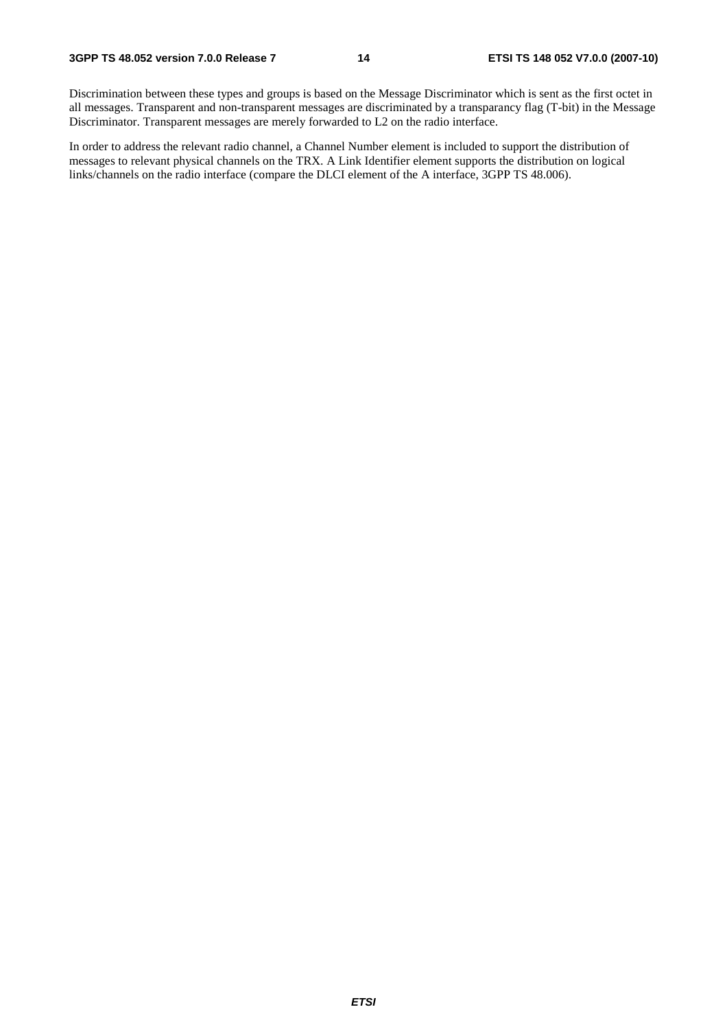Discrimination between these types and groups is based on the Message Discriminator which is sent as the first octet in all messages. Transparent and non-transparent messages are discriminated by a transparancy flag (T-bit) in the Message Discriminator. Transparent messages are merely forwarded to L2 on the radio interface.

In order to address the relevant radio channel, a Channel Number element is included to support the distribution of messages to relevant physical channels on the TRX. A Link Identifier element supports the distribution on logical links/channels on the radio interface (compare the DLCI element of the A interface, 3GPP TS 48.006).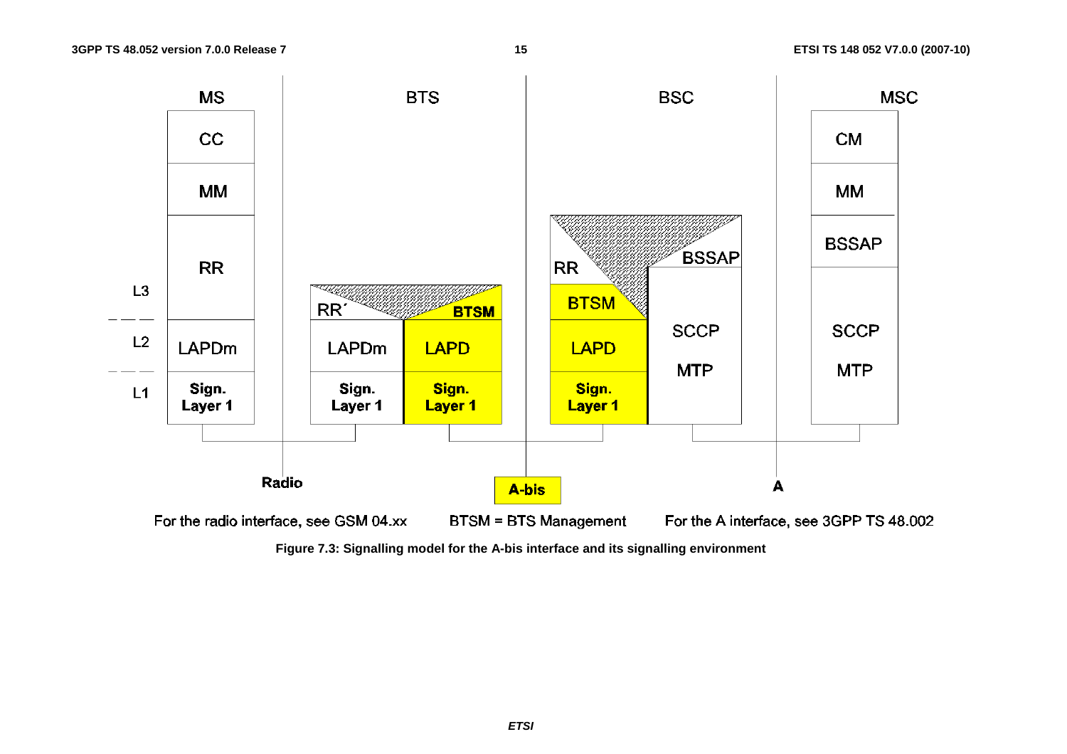For the radio interface, see GSM 04.xx    BTSM = BTS Management    For the A interface, see 3GPP TS 48.002

**Figure 7.3: Signalling model for the A-bis interface and its signalling environment**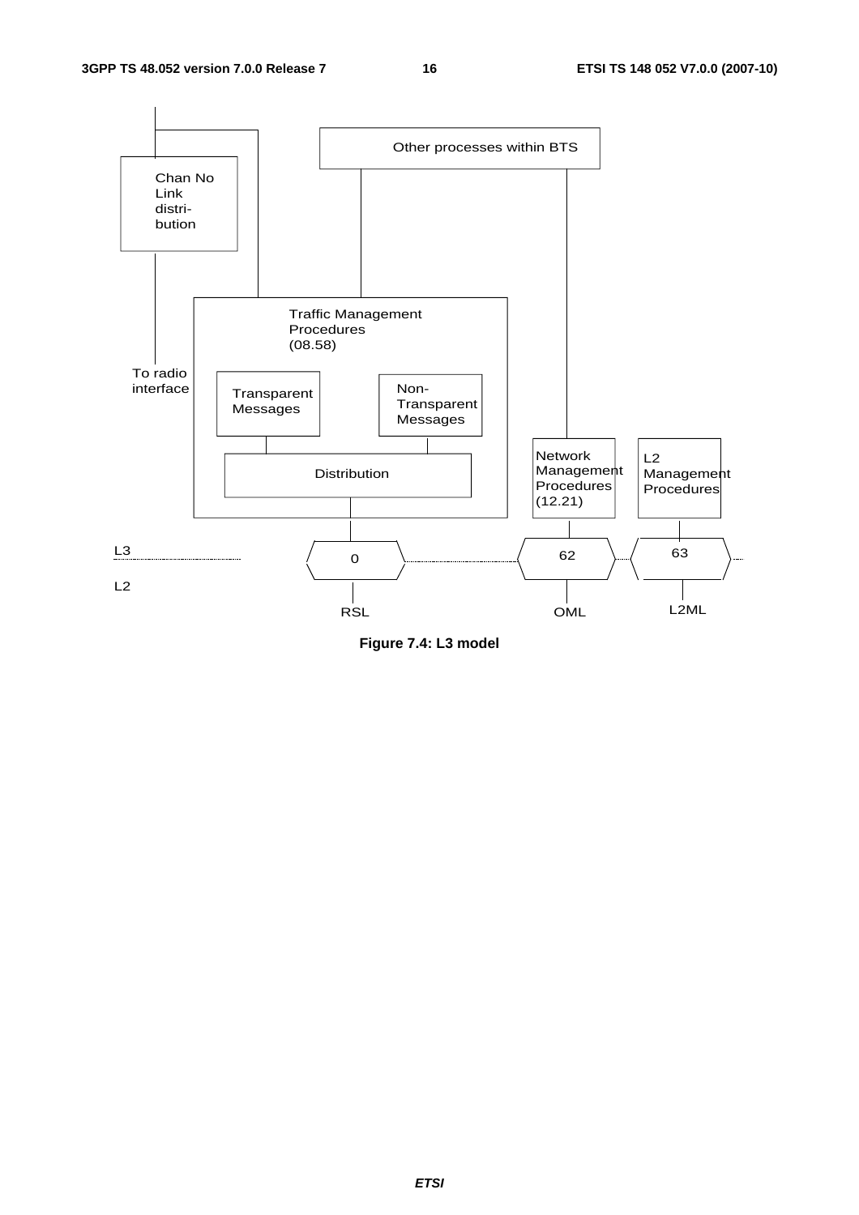**Figure 7.4: L3 model**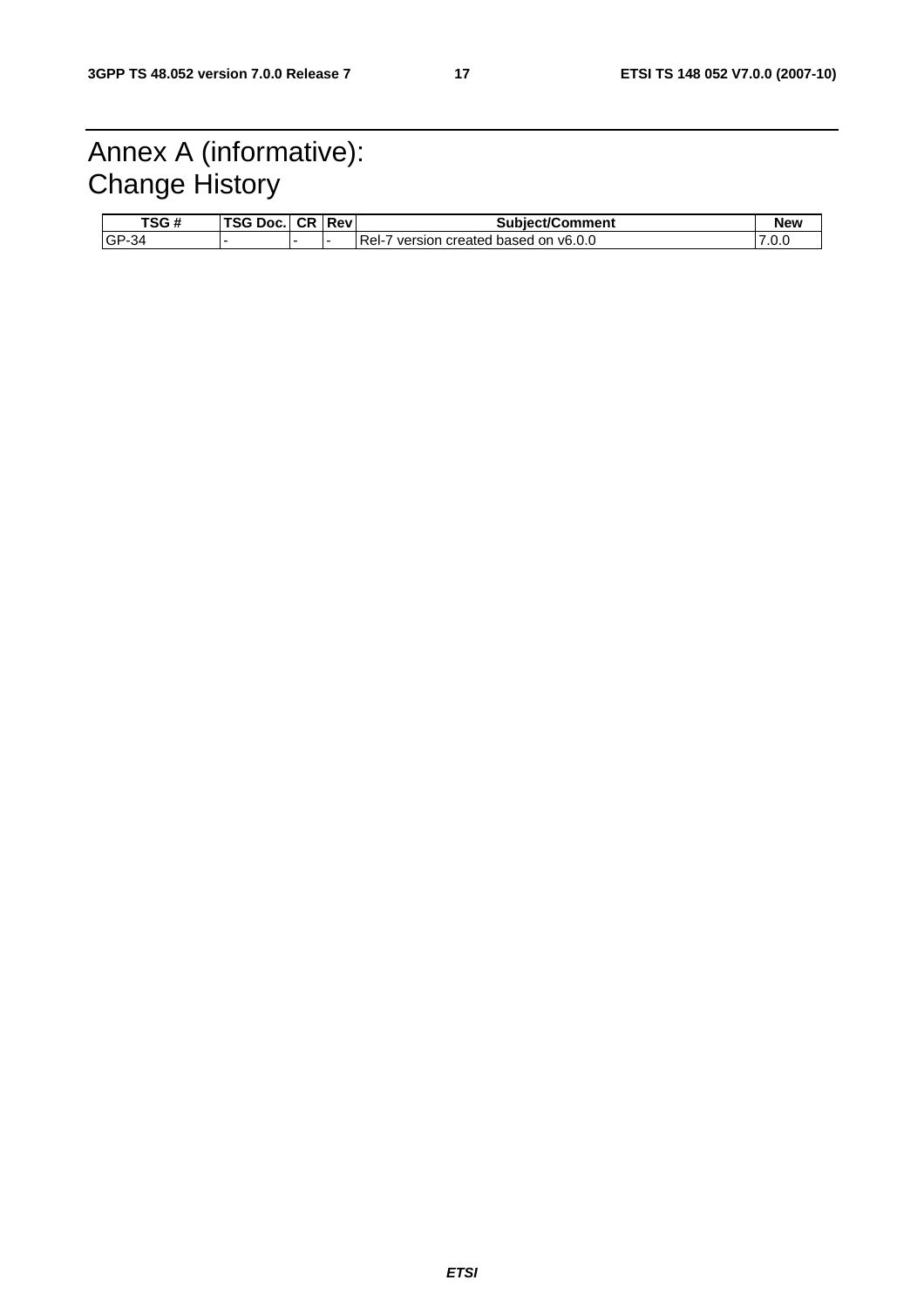# Annex A (informative): Change History

| TSG # | TSG Doc. | CR | Rev | Subject/Comment | New |
|---|---|---|---|---|---|
| GP-34 | - | - | - | Rel-7 version created based on v6.0.0 | 7.0.0 |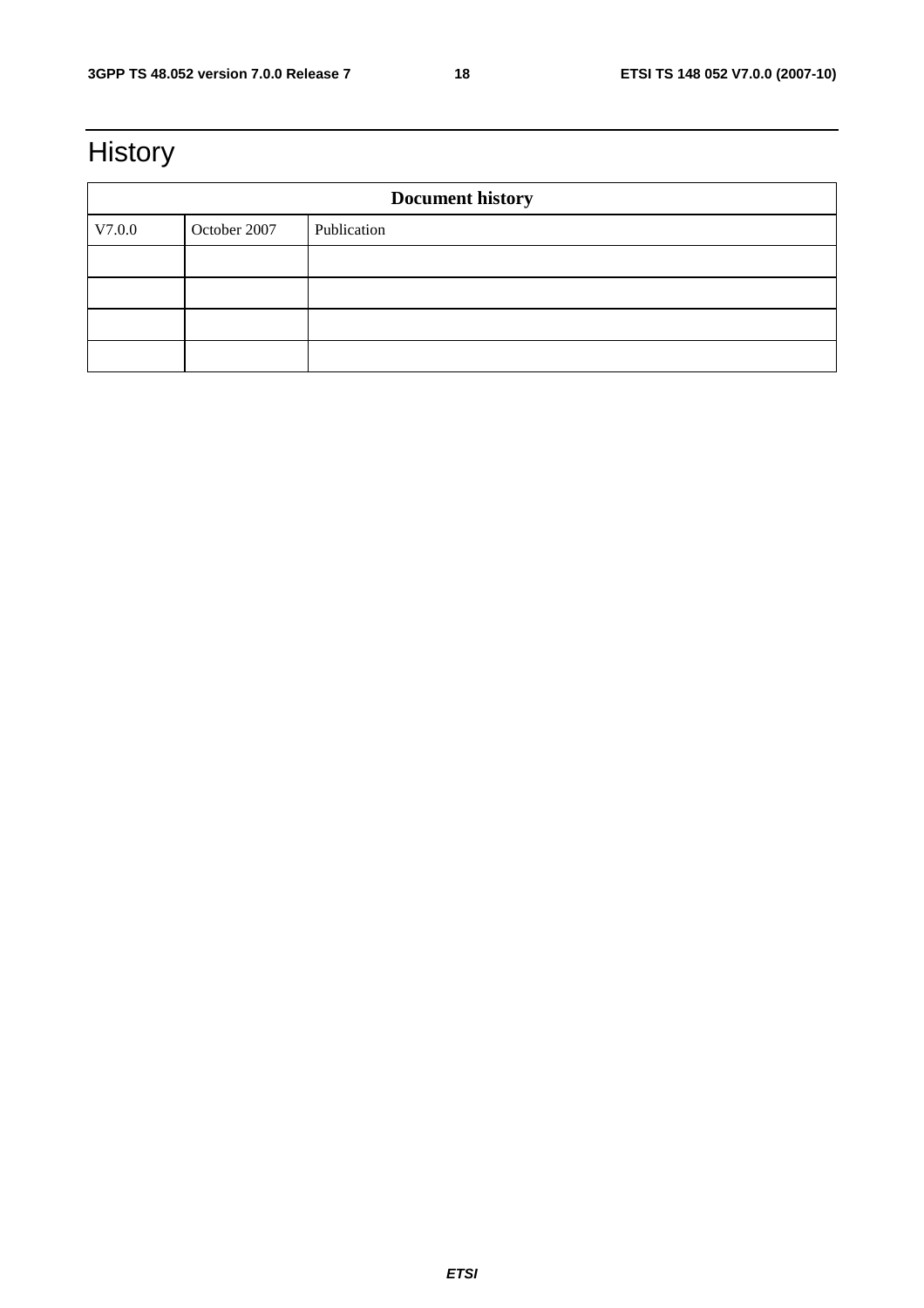# History

| Document history | | |
|---|---|---|
| V7.0.0 | October 2007 | Publication |
| | | |
| | | |
| | | |
| | | |